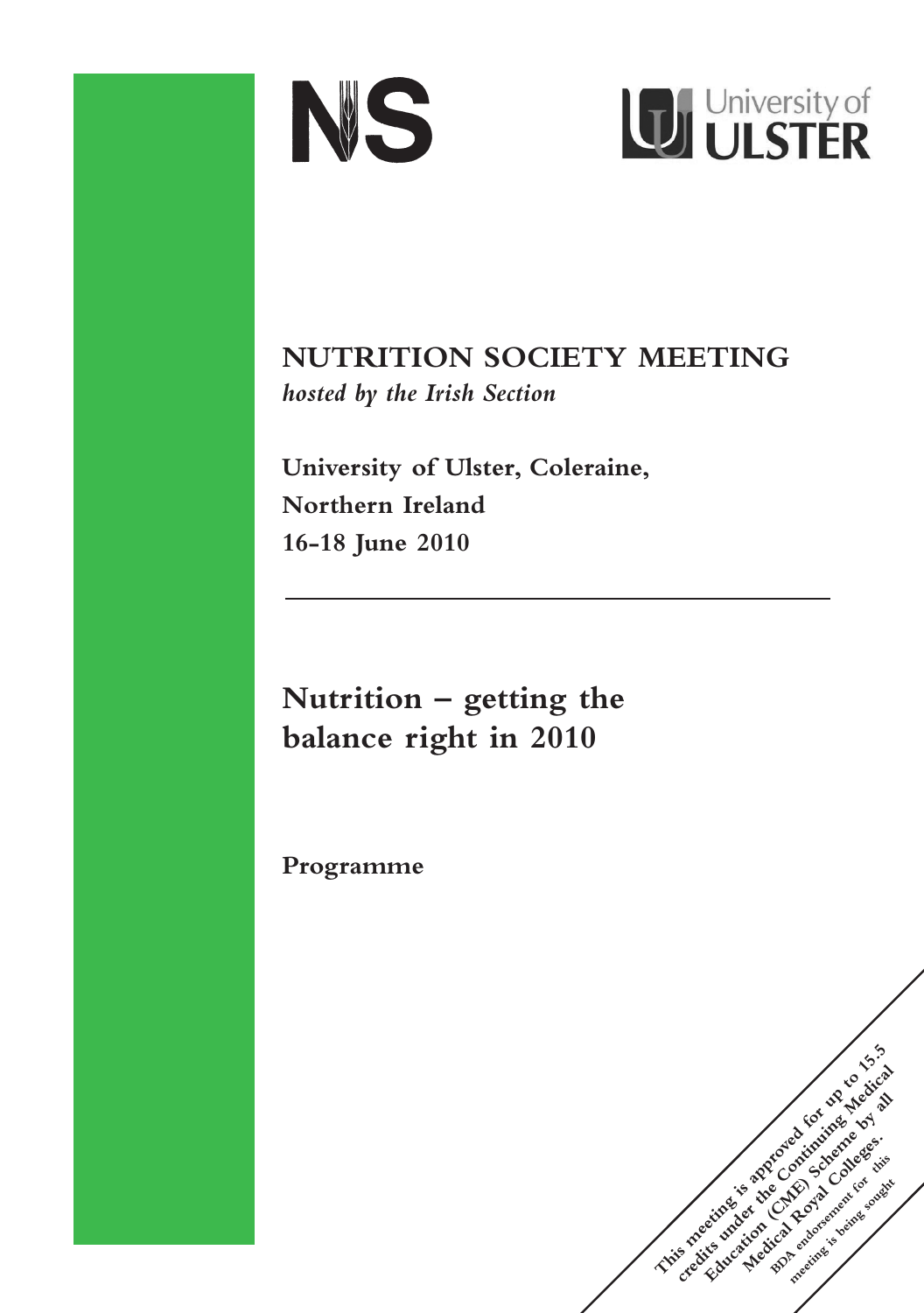NS

University of ULSTER

# NUTRITION SOCIETY MEETING

*hosted by the Irish Section*

**University of Ulster, Coleraine, Northern Ireland**
**16-18 June 2010**

---

# Nutrition – getting the balance right in 2010

## Programme

This meeting is approved for up to 15.5 credits under the Continuing Medical Education (CME) Scheme by all Medical Royal Colleges.

BDA endorsement for this meeting is being sought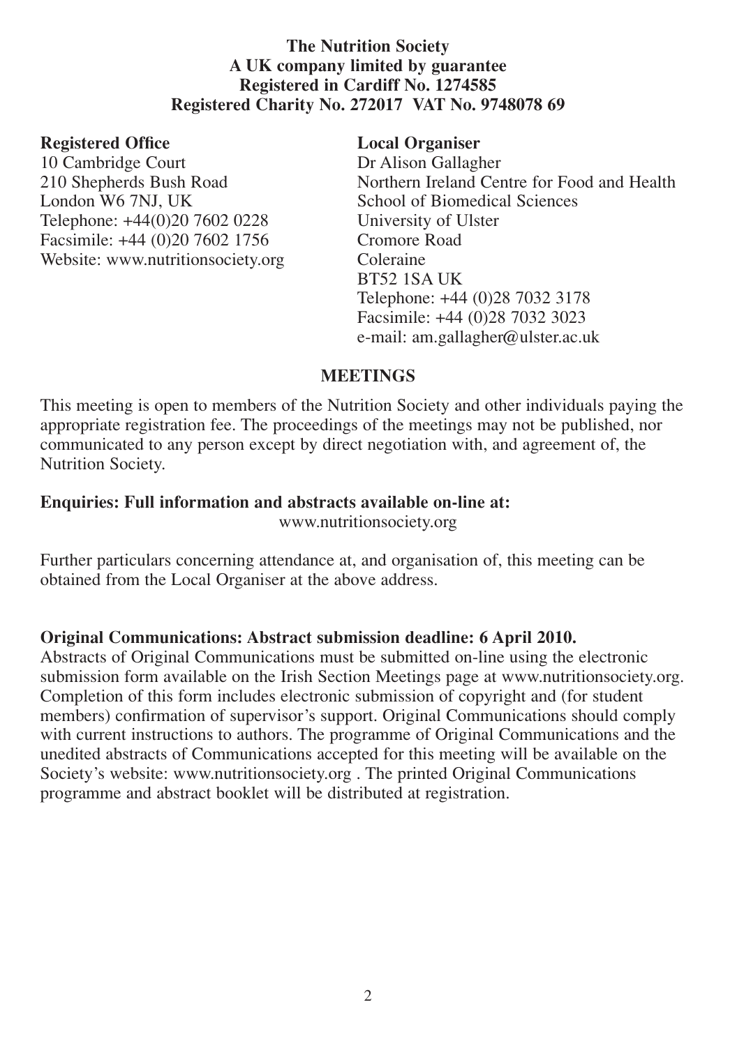**The Nutrition Society**
**A UK company limited by guarantee**
**Registered in Cardiff No. 1274585**
**Registered Charity No. 272017 VAT No. 9748078 69**

**Registered Office**
10 Cambridge Court
210 Shepherds Bush Road
London W6 7NJ, UK
Telephone: +44(0)20 7602 0228
Facsimile: +44 (0)20 7602 1756
Website: www.nutritionsociety.org

**Local Organiser**
Dr Alison Gallagher
Northern Ireland Centre for Food and Health
School of Biomedical Sciences
University of Ulster
Cromore Road
Coleraine
BT52 1SA UK
Telephone: +44 (0)28 7032 3178
Facsimile: +44 (0)28 7032 3023
e-mail: am.gallagher@ulster.ac.uk

## MEETINGS

This meeting is open to members of the Nutrition Society and other individuals paying the appropriate registration fee. The proceedings of the meetings may not be published, nor communicated to any person except by direct negotiation with, and agreement of, the Nutrition Society.

**Enquiries: Full information and abstracts available on-line at:**
www.nutritionsociety.org

Further particulars concerning attendance at, and organisation of, this meeting can be obtained from the Local Organiser at the above address.

**Original Communications: Abstract submission deadline: 6 April 2010.**
Abstracts of Original Communications must be submitted on-line using the electronic submission form available on the Irish Section Meetings page at www.nutritionsociety.org. Completion of this form includes electronic submission of copyright and (for student members) confirmation of supervisor's support. Original Communications should comply with current instructions to authors. The programme of Original Communications and the unedited abstracts of Communications accepted for this meeting will be available on the Society's website: www.nutritionsociety.org . The printed Original Communications programme and abstract booklet will be distributed at registration.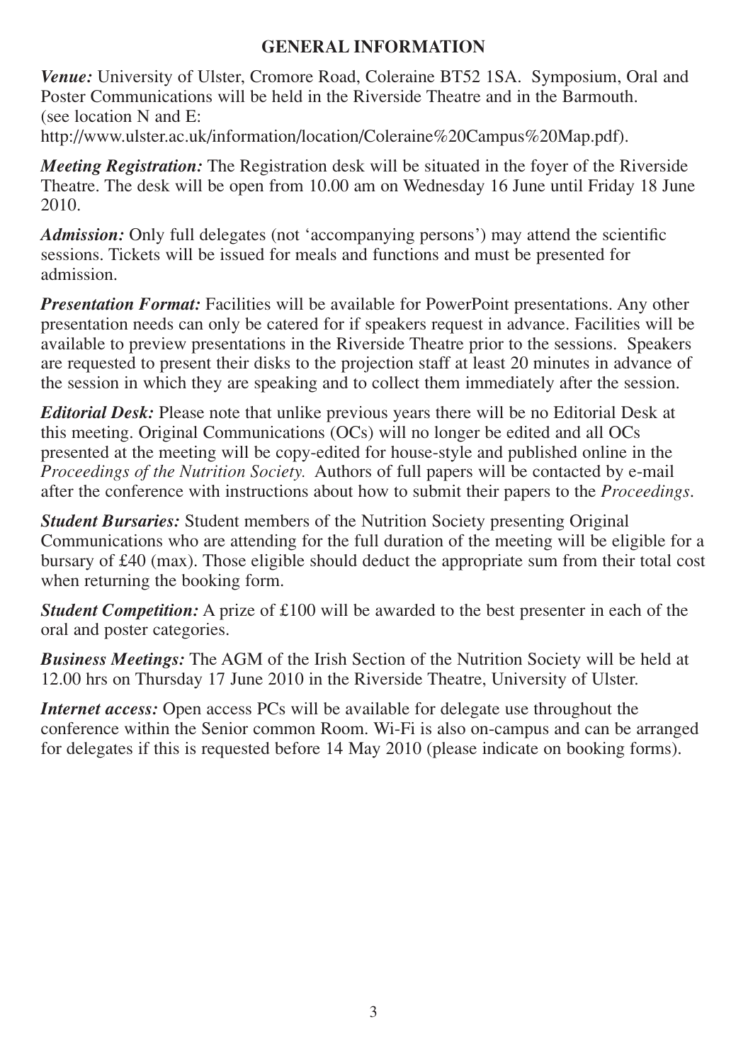## GENERAL INFORMATION

***Venue:*** University of Ulster, Cromore Road, Coleraine BT52 1SA. Symposium, Oral and Poster Communications will be held in the Riverside Theatre and in the Barmouth. (see location N and E: http://www.ulster.ac.uk/information/location/Coleraine%20Campus%20Map.pdf).

***Meeting Registration:*** The Registration desk will be situated in the foyer of the Riverside Theatre. The desk will be open from 10.00 am on Wednesday 16 June until Friday 18 June 2010.

***Admission:*** Only full delegates (not 'accompanying persons') may attend the scientific sessions. Tickets will be issued for meals and functions and must be presented for admission.

***Presentation Format:*** Facilities will be available for PowerPoint presentations. Any other presentation needs can only be catered for if speakers request in advance. Facilities will be available to preview presentations in the Riverside Theatre prior to the sessions. Speakers are requested to present their disks to the projection staff at least 20 minutes in advance of the session in which they are speaking and to collect them immediately after the session.

***Editorial Desk:*** Please note that unlike previous years there will be no Editorial Desk at this meeting. Original Communications (OCs) will no longer be edited and all OCs presented at the meeting will be copy-edited for house-style and published online in the *Proceedings of the Nutrition Society.* Authors of full papers will be contacted by e-mail after the conference with instructions about how to submit their papers to the *Proceedings.*

***Student Bursaries:*** Student members of the Nutrition Society presenting Original Communications who are attending for the full duration of the meeting will be eligible for a bursary of £40 (max). Those eligible should deduct the appropriate sum from their total cost when returning the booking form.

***Student Competition:*** A prize of £100 will be awarded to the best presenter in each of the oral and poster categories.

***Business Meetings:*** The AGM of the Irish Section of the Nutrition Society will be held at 12.00 hrs on Thursday 17 June 2010 in the Riverside Theatre, University of Ulster.

***Internet access:*** Open access PCs will be available for delegate use throughout the conference within the Senior common Room. Wi-Fi is also on-campus and can be arranged for delegates if this is requested before 14 May 2010 (please indicate on booking forms).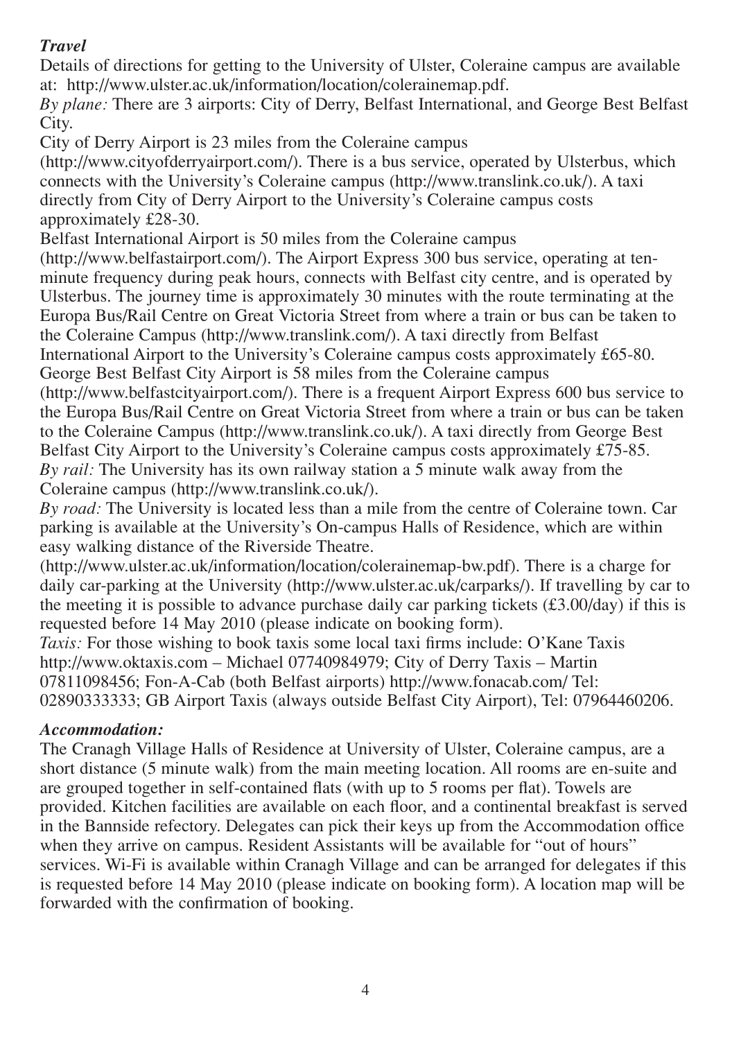***Travel***

Details of directions for getting to the University of Ulster, Coleraine campus are available at: http://www.ulster.ac.uk/information/location/colerainemap.pdf.

*By plane:* There are 3 airports: City of Derry, Belfast International, and George Best Belfast City.

City of Derry Airport is 23 miles from the Coleraine campus (http://www.cityofderryairport.com/). There is a bus service, operated by Ulsterbus, which connects with the University's Coleraine campus (http://www.translink.co.uk/). A taxi directly from City of Derry Airport to the University's Coleraine campus costs approximately £28-30.

Belfast International Airport is 50 miles from the Coleraine campus (http://www.belfastairport.com/). The Airport Express 300 bus service, operating at ten-minute frequency during peak hours, connects with Belfast city centre, and is operated by Ulsterbus. The journey time is approximately 30 minutes with the route terminating at the Europa Bus/Rail Centre on Great Victoria Street from where a train or bus can be taken to the Coleraine Campus (http://www.translink.com/). A taxi directly from Belfast International Airport to the University's Coleraine campus costs approximately £65-80.

George Best Belfast City Airport is 58 miles from the Coleraine campus (http://www.belfastcityairport.com/). There is a frequent Airport Express 600 bus service to the Europa Bus/Rail Centre on Great Victoria Street from where a train or bus can be taken to the Coleraine Campus (http://www.translink.co.uk/). A taxi directly from George Best Belfast City Airport to the University's Coleraine campus costs approximately £75-85.

*By rail:* The University has its own railway station a 5 minute walk away from the Coleraine campus (http://www.translink.co.uk/).

*By road:* The University is located less than a mile from the centre of Coleraine town. Car parking is available at the University's On-campus Halls of Residence, which are within easy walking distance of the Riverside Theatre. (http://www.ulster.ac.uk/information/location/colerainemap-bw.pdf). There is a charge for daily car-parking at the University (http://www.ulster.ac.uk/carparks/). If travelling by car to the meeting it is possible to advance purchase daily car parking tickets (£3.00/day) if this is requested before 14 May 2010 (please indicate on booking form).

*Taxis:* For those wishing to book taxis some local taxi firms include: O'Kane Taxis http://www.oktaxis.com – Michael 07740984979; City of Derry Taxis – Martin 07811098456; Fon-A-Cab (both Belfast airports) http://www.fonacab.com/ Tel: 02890333333; GB Airport Taxis (always outside Belfast City Airport), Tel: 07964460206.

***Accommodation:***

The Cranagh Village Halls of Residence at University of Ulster, Coleraine campus, are a short distance (5 minute walk) from the main meeting location. All rooms are en-suite and are grouped together in self-contained flats (with up to 5 rooms per flat). Towels are provided. Kitchen facilities are available on each floor, and a continental breakfast is served in the Bannside refectory. Delegates can pick their keys up from the Accommodation office when they arrive on campus. Resident Assistants will be available for "out of hours" services. Wi-Fi is available within Cranagh Village and can be arranged for delegates if this is requested before 14 May 2010 (please indicate on booking form). A location map will be forwarded with the confirmation of booking.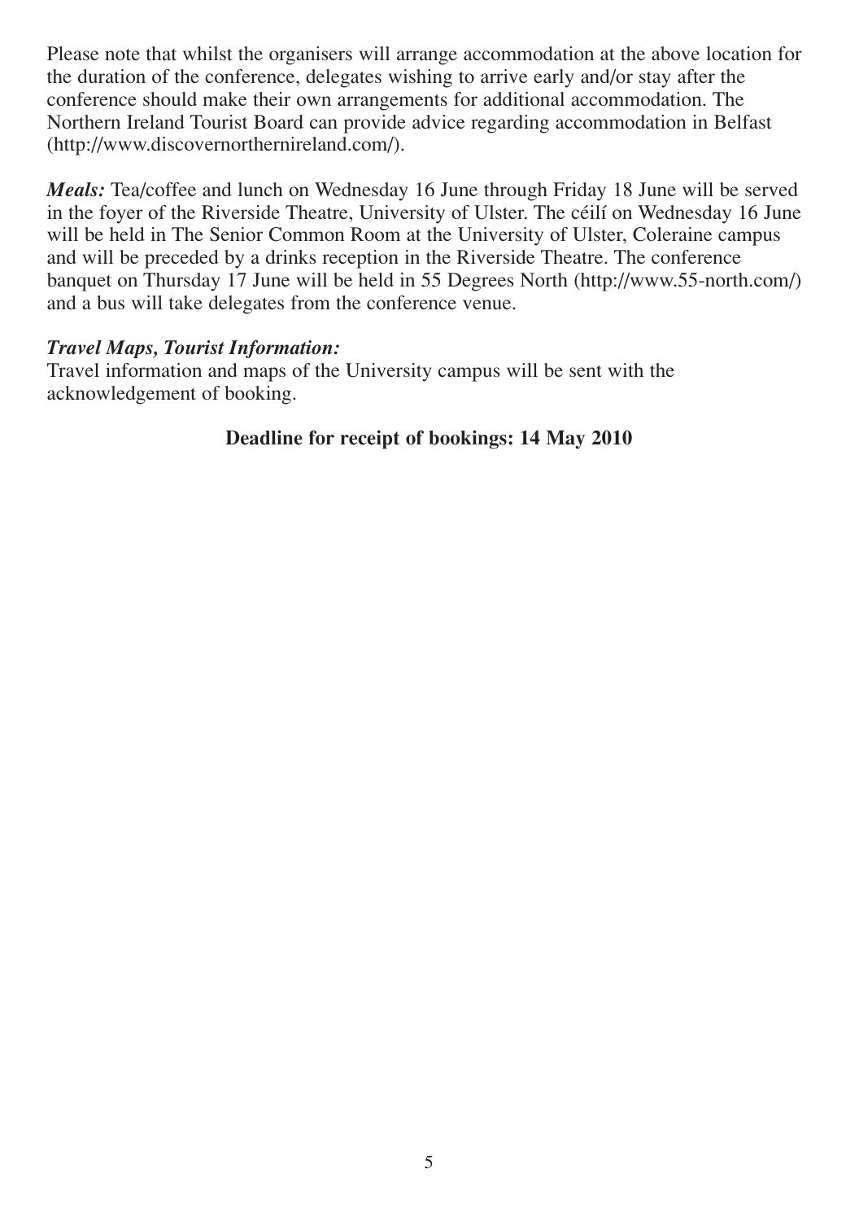Please note that whilst the organisers will arrange accommodation at the above location for the duration of the conference, delegates wishing to arrive early and/or stay after the conference should make their own arrangements for additional accommodation. The Northern Ireland Tourist Board can provide advice regarding accommodation in Belfast (http://www.discovernorthernireland.com/).

***Meals:*** Tea/coffee and lunch on Wednesday 16 June through Friday 18 June will be served in the foyer of the Riverside Theatre, University of Ulster. The céilí on Wednesday 16 June will be held in The Senior Common Room at the University of Ulster, Coleraine campus and will be preceded by a drinks reception in the Riverside Theatre. The conference banquet on Thursday 17 June will be held in 55 Degrees North (http://www.55-north.com/) and a bus will take delegates from the conference venue.

***Travel Maps, Tourist Information:***
Travel information and maps of the University campus will be sent with the acknowledgement of booking.

**Deadline for receipt of bookings: 14 May 2010**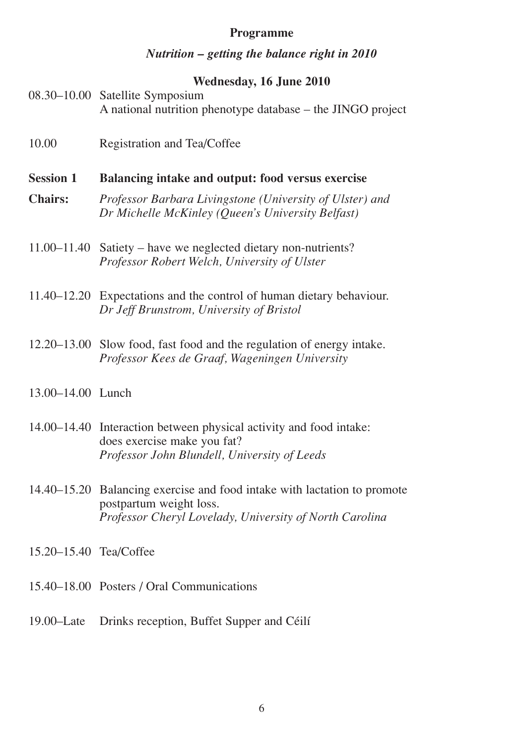# Programme

## *Nutrition – getting the balance right in 2010*

### Wednesday, 16 June 2010

08.30–10.00 Satellite Symposium
A national nutrition phenotype database – the JINGO project

10.00 Registration and Tea/Coffee

**Session 1 Balancing intake and output: food versus exercise**

**Chairs:** *Professor Barbara Livingstone (University of Ulster) and Dr Michelle McKinley (Queen's University Belfast)*

11.00–11.40 Satiety – have we neglected dietary non-nutrients?
*Professor Robert Welch, University of Ulster*

11.40–12.20 Expectations and the control of human dietary behaviour.
*Dr Jeff Brunstrom, University of Bristol*

12.20–13.00 Slow food, fast food and the regulation of energy intake.
*Professor Kees de Graaf, Wageningen University*

13.00–14.00 Lunch

14.00–14.40 Interaction between physical activity and food intake: does exercise make you fat?
*Professor John Blundell, University of Leeds*

14.40–15.20 Balancing exercise and food intake with lactation to promote postpartum weight loss.
*Professor Cheryl Lovelady, University of North Carolina*

15.20–15.40 Tea/Coffee

15.40–18.00 Posters / Oral Communications

19.00–Late Drinks reception, Buffet Supper and Céilí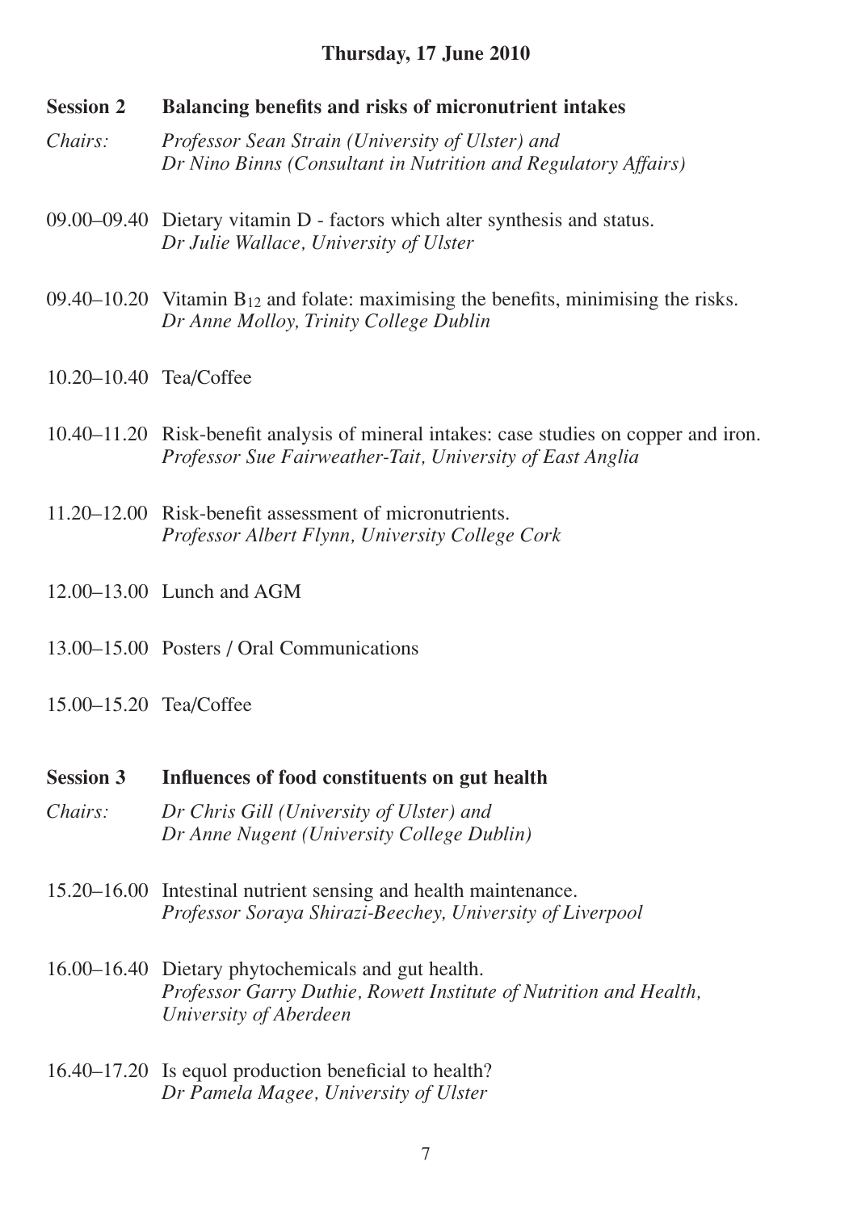## Thursday, 17 June 2010

**Session 2 Balancing benefits and risks of micronutrient intakes**

*Chairs: Professor Sean Strain (University of Ulster) and Dr Nino Binns (Consultant in Nutrition and Regulatory Affairs)*

09.00–09.40 Dietary vitamin D - factors which alter synthesis and status.
*Dr Julie Wallace, University of Ulster*

09.40–10.20 Vitamin $B_{12}$ and folate: maximising the benefits, minimising the risks.
*Dr Anne Molloy, Trinity College Dublin*

10.20–10.40 Tea/Coffee

10.40–11.20 Risk-benefit analysis of mineral intakes: case studies on copper and iron.
*Professor Sue Fairweather-Tait, University of East Anglia*

11.20–12.00 Risk-benefit assessment of micronutrients.
*Professor Albert Flynn, University College Cork*

12.00–13.00 Lunch and AGM

13.00–15.00 Posters / Oral Communications

15.00–15.20 Tea/Coffee

**Session 3 Influences of food constituents on gut health**

*Chairs: Dr Chris Gill (University of Ulster) and Dr Anne Nugent (University College Dublin)*

15.20–16.00 Intestinal nutrient sensing and health maintenance.
*Professor Soraya Shirazi-Beechey, University of Liverpool*

16.00–16.40 Dietary phytochemicals and gut health.
*Professor Garry Duthie, Rowett Institute of Nutrition and Health, University of Aberdeen*

16.40–17.20 Is equol production beneficial to health?
*Dr Pamela Magee, University of Ulster*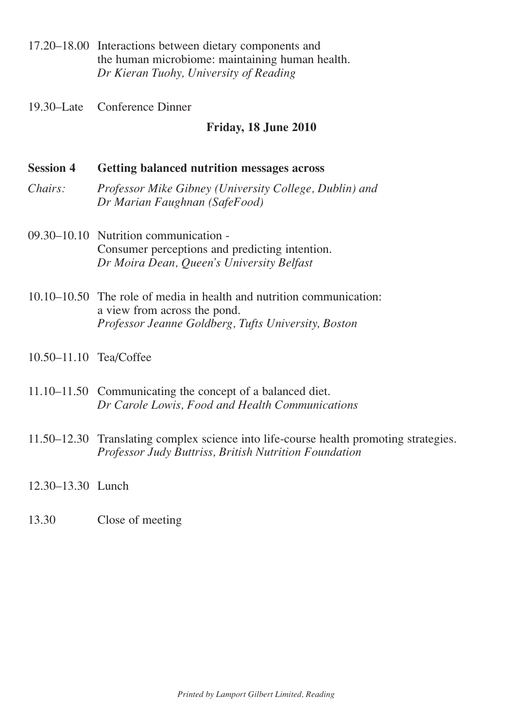17.20–18.00 Interactions between dietary components and the human microbiome: maintaining human health.
*Dr Kieran Tuohy, University of Reading*

19.30–Late Conference Dinner

## Friday, 18 June 2010

**Session 4 Getting balanced nutrition messages across**

*Chairs: Professor Mike Gibney (University College, Dublin) and Dr Marian Faughnan (SafeFood)*

09.30–10.10 Nutrition communication - Consumer perceptions and predicting intention.
*Dr Moira Dean, Queen's University Belfast*

10.10–10.50 The role of media in health and nutrition communication: a view from across the pond.
*Professor Jeanne Goldberg, Tufts University, Boston*

10.50–11.10 Tea/Coffee

11.10–11.50 Communicating the concept of a balanced diet.
*Dr Carole Lowis, Food and Health Communications*

11.50–12.30 Translating complex science into life-course health promoting strategies.
*Professor Judy Buttriss, British Nutrition Foundation*

12.30–13.30 Lunch

13.30 Close of meeting

*Printed by Lamport Gilbert Limited, Reading*